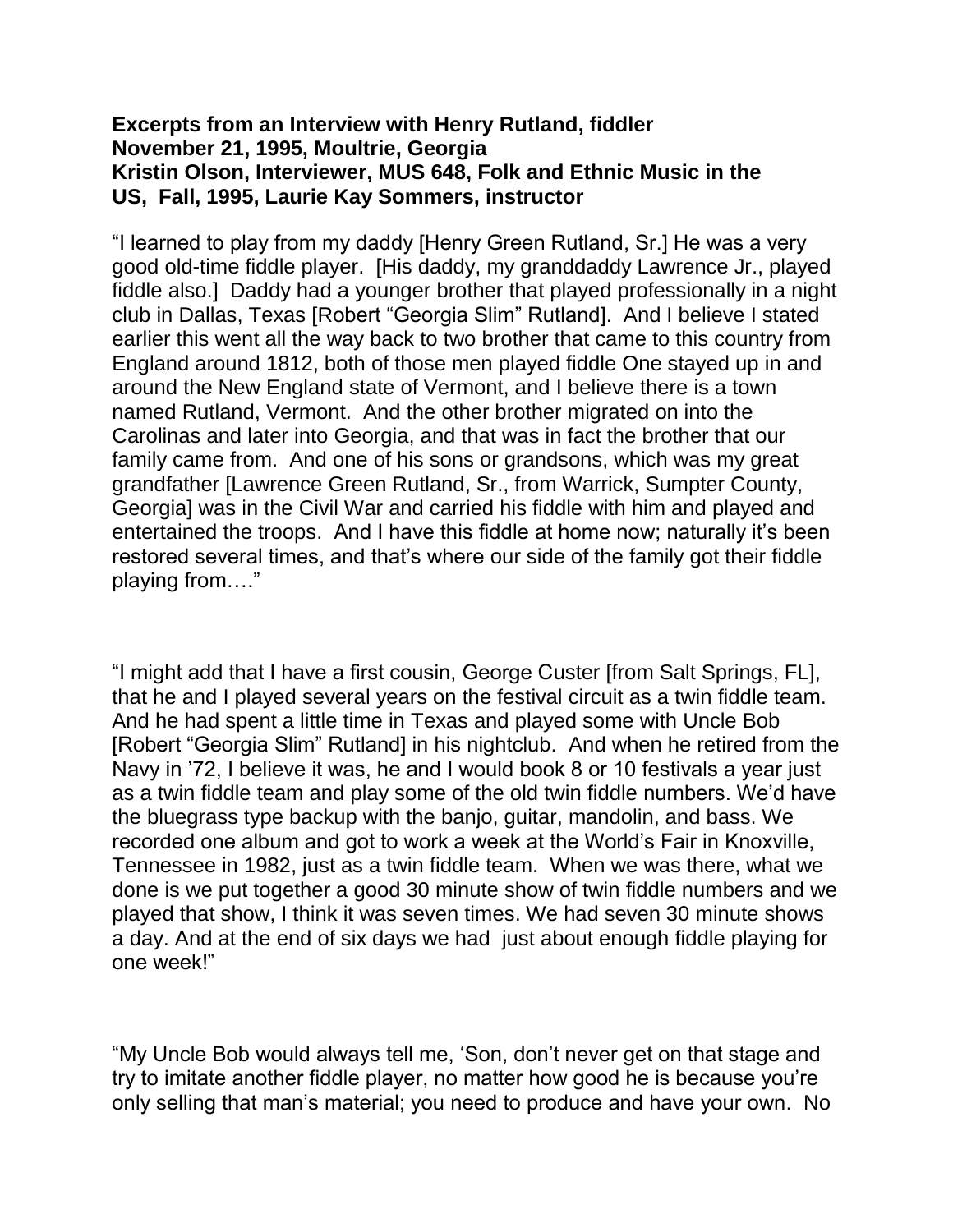**Excerpts from an Interview with Henry Rutland, fiddler**
**November 21, 1995, Moultrie, Georgia**
**Kristin Olson, Interviewer, MUS 648, Folk and Ethnic Music in the US, Fall, 1995, Laurie Kay Sommers, instructor**

"I learned to play from my daddy [Henry Green Rutland, Sr.] He was a very good old-time fiddle player. [His daddy, my granddaddy Lawrence Jr., played fiddle also.] Daddy had a younger brother that played professionally in a night club in Dallas, Texas [Robert "Georgia Slim" Rutland]. And I believe I stated earlier this went all the way back to two brother that came to this country from England around 1812, both of those men played fiddle One stayed up in and around the New England state of Vermont, and I believe there is a town named Rutland, Vermont. And the other brother migrated on into the Carolinas and later into Georgia, and that was in fact the brother that our family came from. And one of his sons or grandsons, which was my great grandfather [Lawrence Green Rutland, Sr., from Warrick, Sumpter County, Georgia] was in the Civil War and carried his fiddle with him and played and entertained the troops. And I have this fiddle at home now; naturally it's been restored several times, and that's where our side of the family got their fiddle playing from…."

"I might add that I have a first cousin, George Custer [from Salt Springs, FL], that he and I played several years on the festival circuit as a twin fiddle team. And he had spent a little time in Texas and played some with Uncle Bob [Robert "Georgia Slim" Rutland] in his nightclub. And when he retired from the Navy in '72, I believe it was, he and I would book 8 or 10 festivals a year just as a twin fiddle team and play some of the old twin fiddle numbers. We'd have the bluegrass type backup with the banjo, guitar, mandolin, and bass. We recorded one album and got to work a week at the World's Fair in Knoxville, Tennessee in 1982, just as a twin fiddle team. When we was there, what we done is we put together a good 30 minute show of twin fiddle numbers and we played that show, I think it was seven times. We had seven 30 minute shows a day. And at the end of six days we had just about enough fiddle playing for one week!"

"My Uncle Bob would always tell me, 'Son, don't never get on that stage and try to imitate another fiddle player, no matter how good he is because you're only selling that man's material; you need to produce and have your own. No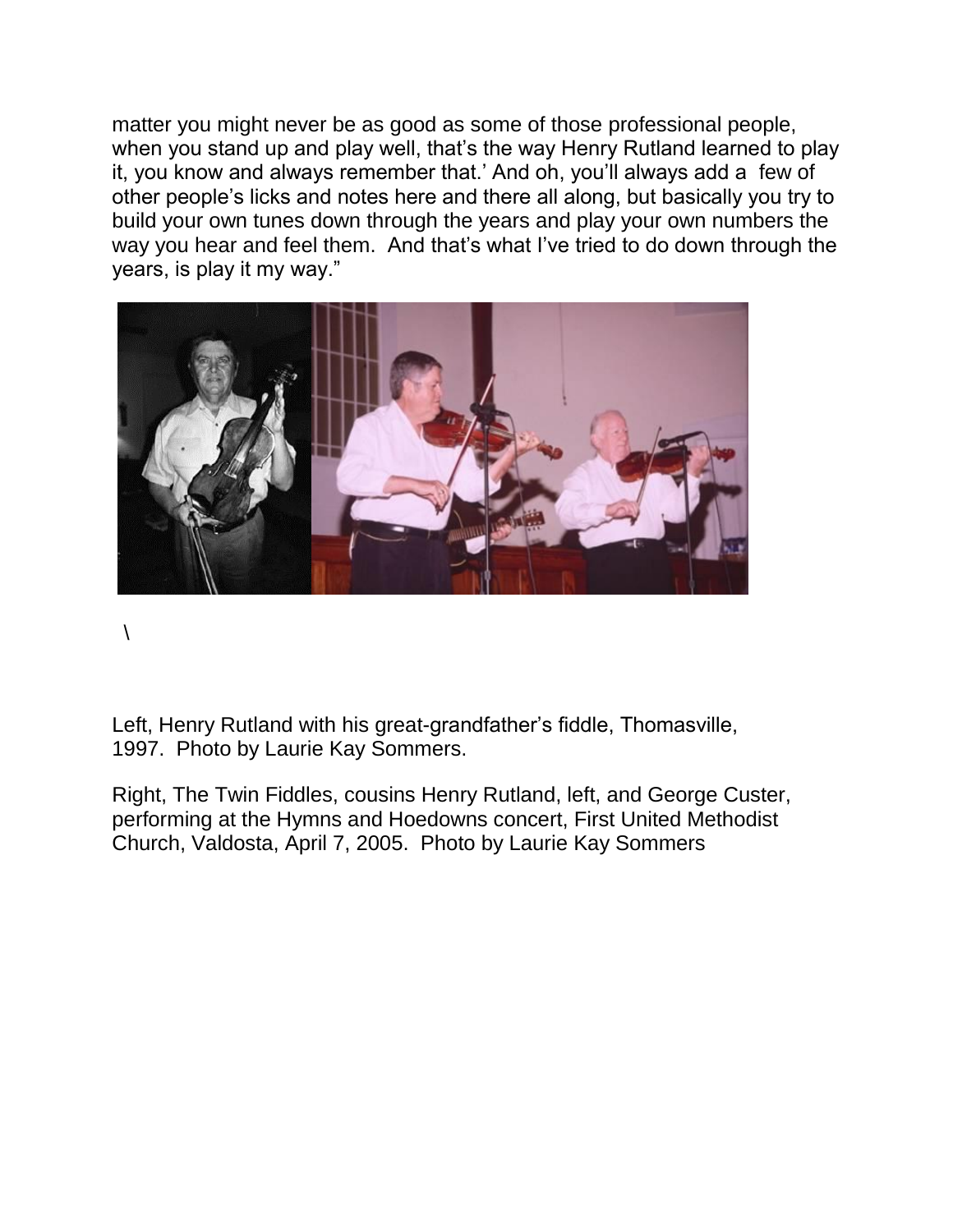matter you might never be as good as some of those professional people, when you stand up and play well, that's the way Henry Rutland learned to play it, you know and always remember that.' And oh, you'll always add a few of other people's licks and notes here and there all along, but basically you try to build your own tunes down through the years and play your own numbers the way you hear and feel them. And that's what I've tried to do down through the years, is play it my way."

\

Left, Henry Rutland with his great-grandfather's fiddle, Thomasville, 1997. Photo by Laurie Kay Sommers.

Right, The Twin Fiddles, cousins Henry Rutland, left, and George Custer, performing at the Hymns and Hoedowns concert, First United Methodist Church, Valdosta, April 7, 2005. Photo by Laurie Kay Sommers